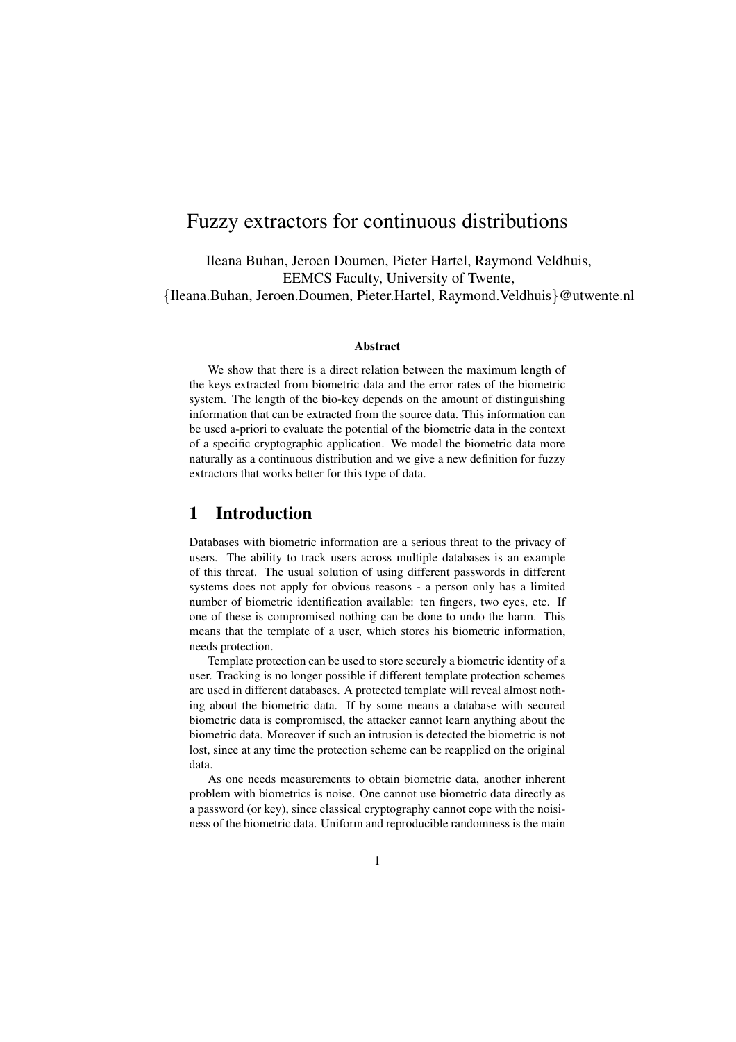# Fuzzy extractors for continuous distributions

Ileana Buhan, Jeroen Doumen, Pieter Hartel, Raymond Veldhuis,
EEMCS Faculty, University of Twente,
{Ileana.Buhan, Jeroen.Doumen, Pieter.Hartel, Raymond.Veldhuis}@utwente.nl

### Abstract

We show that there is a direct relation between the maximum length of the keys extracted from biometric data and the error rates of the biometric system. The length of the bio-key depends on the amount of distinguishing information that can be extracted from the source data. This information can be used a-priori to evaluate the potential of the biometric data in the context of a specific cryptographic application. We model the biometric data more naturally as a continuous distribution and we give a new definition for fuzzy extractors that works better for this type of data.

## 1 Introduction

Databases with biometric information are a serious threat to the privacy of users. The ability to track users across multiple databases is an example of this threat. The usual solution of using different passwords in different systems does not apply for obvious reasons - a person only has a limited number of biometric identification available: ten fingers, two eyes, etc. If one of these is compromised nothing can be done to undo the harm. This means that the template of a user, which stores his biometric information, needs protection.

Template protection can be used to store securely a biometric identity of a user. Tracking is no longer possible if different template protection schemes are used in different databases. A protected template will reveal almost nothing about the biometric data. If by some means a database with secured biometric data is compromised, the attacker cannot learn anything about the biometric data. Moreover if such an intrusion is detected the biometric is not lost, since at any time the protection scheme can be reapplied on the original data.

As one needs measurements to obtain biometric data, another inherent problem with biometrics is noise. One cannot use biometric data directly as a password (or key), since classical cryptography cannot cope with the noisiness of the biometric data. Uniform and reproducible randomness is the main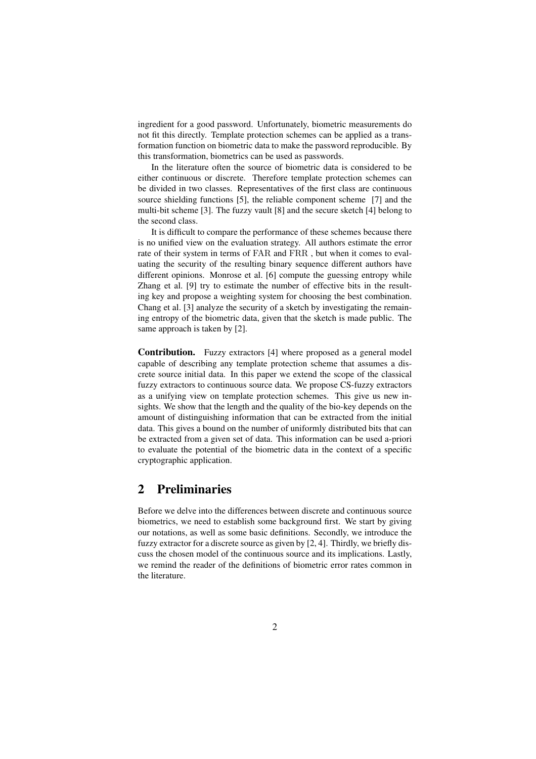ingredient for a good password. Unfortunately, biometric measurements do not fit this directly. Template protection schemes can be applied as a transformation function on biometric data to make the password reproducible. By this transformation, biometrics can be used as passwords.

In the literature often the source of biometric data is considered to be either continuous or discrete. Therefore template protection schemes can be divided in two classes. Representatives of the first class are continuous source shielding functions [5], the reliable component scheme [7] and the multi-bit scheme [3]. The fuzzy vault [8] and the secure sketch [4] belong to the second class.

It is difficult to compare the performance of these schemes because there is no unified view on the evaluation strategy. All authors estimate the error rate of their system in terms of $\mathrm{FAR}$ and $\mathrm{FRR}$ , but when it comes to evaluating the security of the resulting binary sequence different authors have different opinions. Monrose et al. [6] compute the guessing entropy while Zhang et al. [9] try to estimate the number of effective bits in the resulting key and propose a weighting system for choosing the best combination. Chang et al. [3] analyze the security of a sketch by investigating the remaining entropy of the biometric data, given that the sketch is made public. The same approach is taken by [2].

**Contribution.** Fuzzy extractors [4] where proposed as a general model capable of describing any template protection scheme that assumes a discrete source initial data. In this paper we extend the scope of the classical fuzzy extractors to continuous source data. We propose CS-fuzzy extractors as a unifying view on template protection schemes. This give us new insights. We show that the length and the quality of the bio-key depends on the amount of distinguishing information that can be extracted from the initial data. This gives a bound on the number of uniformly distributed bits that can be extracted from a given set of data. This information can be used a-priori to evaluate the potential of the biometric data in the context of a specific cryptographic application.

## 2 Preliminaries

Before we delve into the differences between discrete and continuous source biometrics, we need to establish some background first. We start by giving our notations, as well as some basic definitions. Secondly, we introduce the fuzzy extractor for a discrete source as given by [2, 4]. Thirdly, we briefly discuss the chosen model of the continuous source and its implications. Lastly, we remind the reader of the definitions of biometric error rates common in the literature.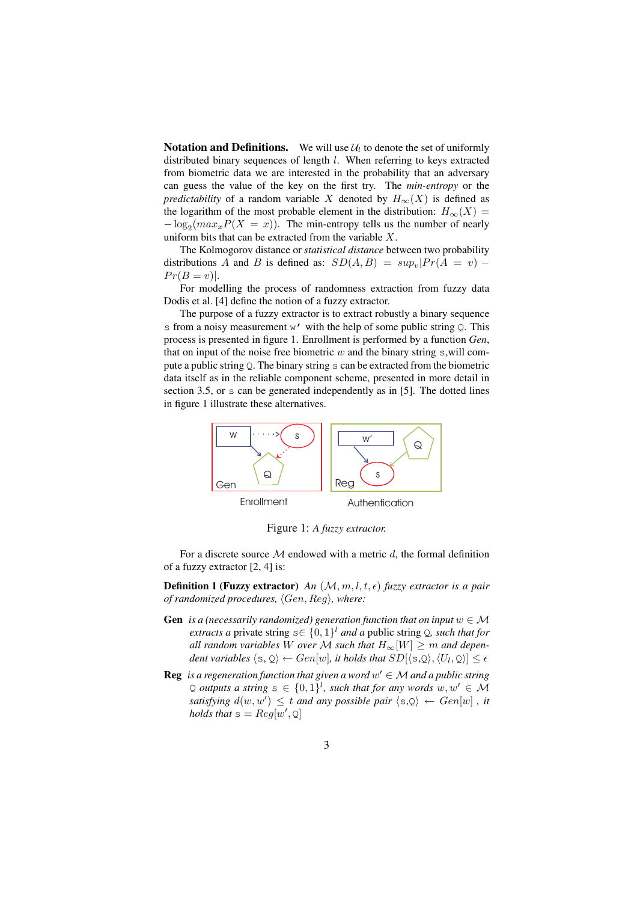**Notation and Definitions.** We will use $\mathcal{U}_l$ to denote the set of uniformly distributed binary sequences of length $l$. When referring to keys extracted from biometric data we are interested in the probability that an adversary can guess the value of the key on the first try. The *min-entropy* or the *predictability* of a random variable $X$ denoted by $H_\infty(X)$ is defined as the logarithm of the most probable element in the distribution: $H_\infty(X) = -\log_2(max_x P(X = x))$. The min-entropy tells us the number of nearly uniform bits that can be extracted from the variable $X$.

The Kolmogorov distance or *statistical distance* between two probability distributions $A$ and $B$ is defined as: $SD(A, B) = sup_v|Pr(A = v) - Pr(B = v)|$.

For modelling the process of randomness extraction from fuzzy data Dodis et al. [4] define the notion of a fuzzy extractor.

The purpose of a fuzzy extractor is to extract robustly a binary sequence $\mathtt{s}$ from a noisy measurement $\mathtt{w'}$ with the help of some public string $\mathtt{Q}$. This process is presented in figure 1. Enrollment is performed by a function *Gen*, that on input of the noise free biometric $w$ and the binary string $\mathtt{s}$, will compute a public string $\mathtt{Q}$. The binary string $\mathtt{s}$ can be extracted from the biometric data itself as in the reliable component scheme, presented in more detail in section 3.5, or $\mathtt{s}$ can be generated independently as in [5]. The dotted lines in figure 1 illustrate these alternatives.

Figure 1: *A fuzzy extractor.*

For a discrete source $\mathcal{M}$ endowed with a metric $d$, the formal definition of a fuzzy extractor [2, 4] is:

**Definition 1 (Fuzzy extractor)** *An* $(\mathcal{M}, m, l, t, \epsilon)$ *fuzzy extractor is a pair of randomized procedures,* $\langle Gen, Reg \rangle$*, where:*

**Gen** *is a (necessarily randomized) generation function that on input* $w \in \mathcal{M}$ *extracts a* private string $\mathtt{s} \in \{0, 1\}^l$ *and a* public string $\mathtt{Q}$*, such that for all random variables* $W$ *over* $\mathcal{M}$ *such that* $H_\infty[W] \geq m$ *and dependent variables* $\langle \mathtt{s}, \mathtt{Q} \rangle \leftarrow Gen[w]$*, it holds that* $SD[\langle \mathtt{s}, \mathtt{Q} \rangle, \langle U_l, \mathtt{Q} \rangle] \leq \epsilon$

**Reg** *is a regeneration function that given a word* $w' \in \mathcal{M}$ *and a public string* $\mathtt{Q}$ *outputs a string* $\mathtt{s} \in \{0, 1\}^l$*, such that for any words* $w, w' \in \mathcal{M}$ *satisfying* $d(w, w') \leq t$ *and any possible pair* $\langle \mathtt{s}, \mathtt{Q} \rangle \leftarrow Gen[w]$ *, it holds that* $\mathtt{s} = Reg[w', \mathtt{Q}]$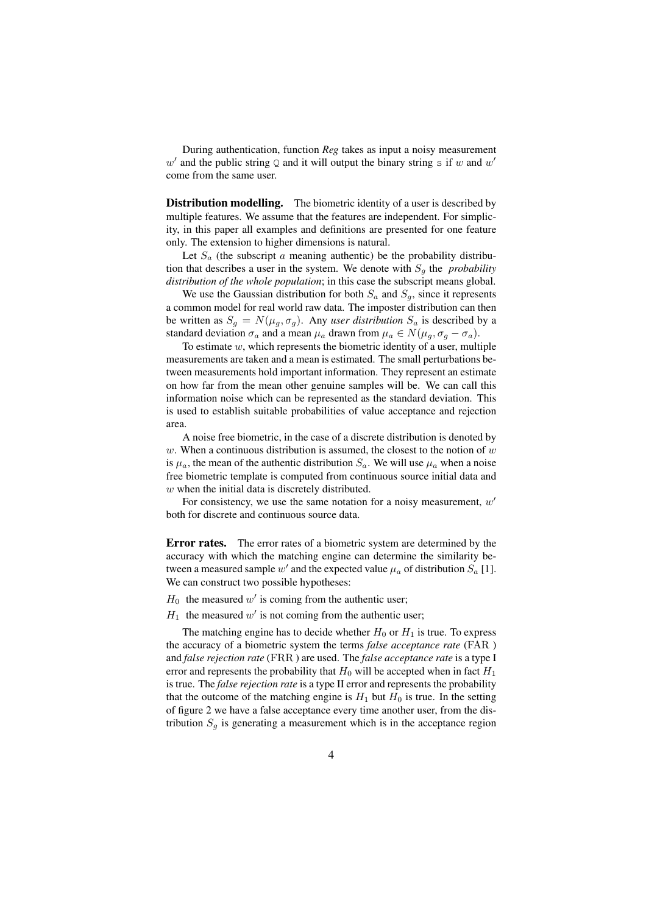During authentication, function *Reg* takes as input a noisy measurement $w'$ and the public string $\mathbb{Q}$ and it will output the binary string $\mathbb{S}$ if $w$ and $w'$ come from the same user.

**Distribution modelling.** The biometric identity of a user is described by multiple features. We assume that the features are independent. For simplicity, in this paper all examples and definitions are presented for one feature only. The extension to higher dimensions is natural.

Let $S_a$ (the subscript $a$ meaning authentic) be the probability distribution that describes a user in the system. We denote with $S_g$ the *probability distribution of the whole population*; in this case the subscript means global.

We use the Gaussian distribution for both $S_a$ and $S_g$, since it represents a common model for real world raw data. The imposter distribution can then be written as $S_g = N(\mu_g, \sigma_g)$. Any *user distribution* $S_a$ is described by a standard deviation $\sigma_a$ and a mean $\mu_a$ drawn from $\mu_a \in N(\mu_g, \sigma_g - \sigma_a)$.

To estimate $w$, which represents the biometric identity of a user, multiple measurements are taken and a mean is estimated. The small perturbations between measurements hold important information. They represent an estimate on how far from the mean other genuine samples will be. We can call this information noise which can be represented as the standard deviation. This is used to establish suitable probabilities of value acceptance and rejection area.

A noise free biometric, in the case of a discrete distribution is denoted by $w$. When a continuous distribution is assumed, the closest to the notion of $w$ is $\mu_a$, the mean of the authentic distribution $S_a$. We will use $\mu_a$ when a noise free biometric template is computed from continuous source initial data and $w$ when the initial data is discretely distributed.

For consistency, we use the same notation for a noisy measurement, $w'$ both for discrete and continuous source data.

**Error rates.** The error rates of a biometric system are determined by the accuracy with which the matching engine can determine the similarity between a measured sample $w'$ and the expected value $\mu_a$ of distribution $S_a$ [1]. We can construct two possible hypotheses:

$H_0$ the measured $w'$ is coming from the authentic user;

$H_1$ the measured $w'$ is not coming from the authentic user;

The matching engine has to decide whether $H_0$ or $H_1$ is true. To express the accuracy of a biometric system the terms *false acceptance rate* (FAR) and *false rejection rate* (FRR) are used. The *false acceptance rate* is a type I error and represents the probability that $H_0$ will be accepted when in fact $H_1$ is true. The *false rejection rate* is a type II error and represents the probability that the outcome of the matching engine is $H_1$ but $H_0$ is true. In the setting of figure 2 we have a false acceptance every time another user, from the distribution $S_g$ is generating a measurement which is in the acceptance region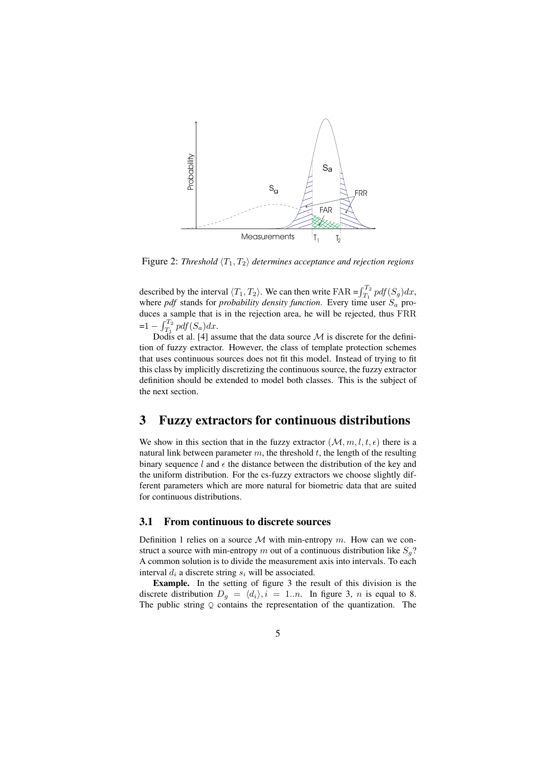Figure 2: *Threshold $\langle T_1, T_2 \rangle$ determines acceptance and rejection regions*

described by the interval $\langle T_1, T_2 \rangle$. We can then write $\mathrm{FAR} = \int_{T_1}^{T_2} pdf(S_g)dx$, where *pdf* stands for *probability density function*. Every time user $S_a$ produces a sample that is in the rejection area, he will be rejected, thus $\mathrm{FRR} = 1 - \int_{T_1}^{T_2} pdf(S_a)dx$.

Dodis et al. [4] assume that the data source $\mathcal{M}$ is discrete for the definition of fuzzy extractor. However, the class of template protection schemes that uses continuous sources does not fit this model. Instead of trying to fit this class by implicitly discretizing the continuous source, the fuzzy extractor definition should be extended to model both classes. This is the subject of the next section.

# 3 Fuzzy extractors for continuous distributions

We show in this section that in the fuzzy extractor $(\mathcal{M}, m, l, t, \epsilon)$ there is a natural link between parameter $m$, the threshold $t$, the length of the resulting binary sequence $l$ and $\epsilon$ the distance between the distribution of the key and the uniform distribution. For the cs-fuzzy extractors we choose slightly different parameters which are more natural for biometric data that are suited for continuous distributions.

## 3.1 From continuous to discrete sources

Definition 1 relies on a source $\mathcal{M}$ with min-entropy $m$. How can we construct a source with min-entropy $m$ out of a continuous distribution like $S_g$? A common solution is to divide the measurement axis into intervals. To each interval $d_i$ a discrete string $s_i$ will be associated.

**Example.** In the setting of figure 3 the result of this division is the discrete distribution $D_g = \langle d_i \rangle, i = 1..n$. In figure 3, $n$ is equal to 8. The public string $\mathsf{Q}$ contains the representation of the quantization. The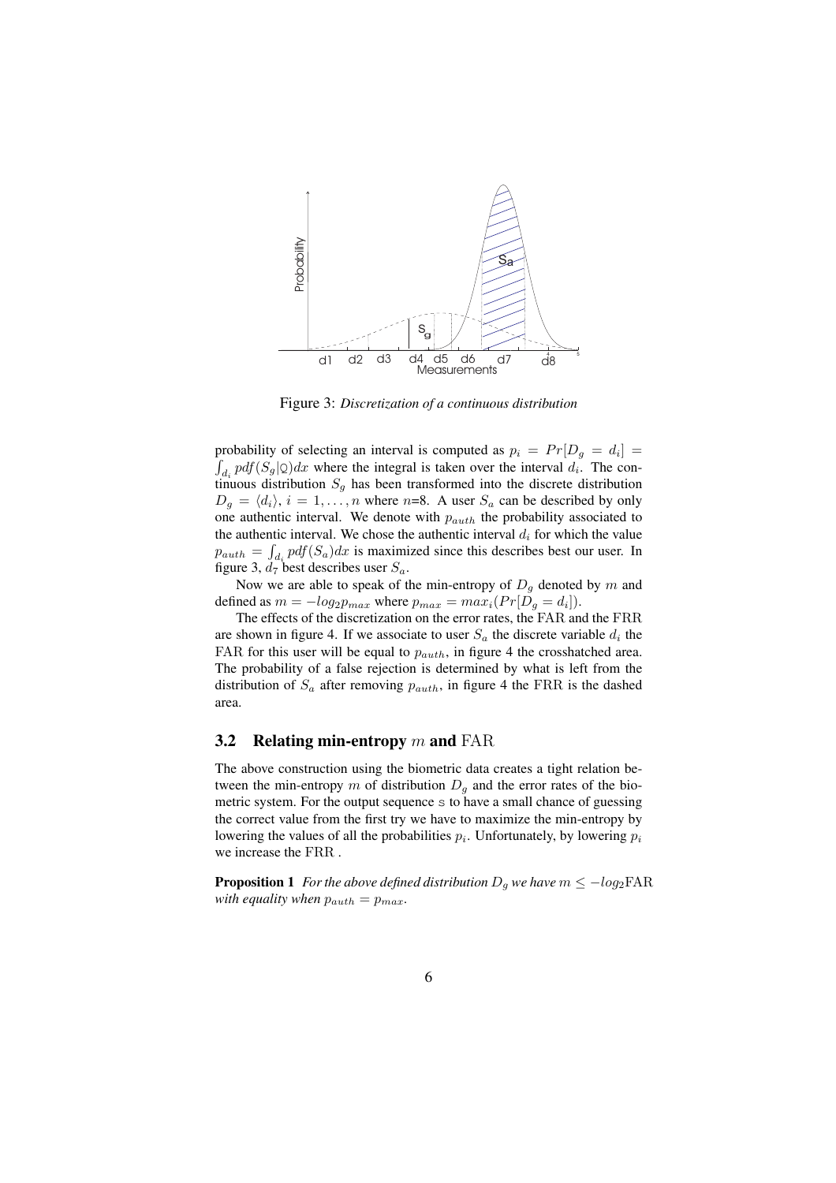Figure 3: *Discretization of a continuous distribution*

probability of selecting an interval is computed as $p_i = Pr[D_g = d_i] = \int_{d_i} pdf(S_g|\mathbb{Q})dx$ where the integral is taken over the interval $d_i$. The continuous distribution $S_g$ has been transformed into the discrete distribution $D_g = \langle d_i \rangle$, $i = 1, \ldots, n$ where $n$=8. A user $S_a$ can be described by only one authentic interval. We denote with $p_{auth}$ the probability associated to the authentic interval. We chose the authentic interval $d_i$ for which the value $p_{auth} = \int_{d_i} pdf(S_a)dx$ is maximized since this describes best our user. In figure 3, $d_7$ best describes user $S_a$.

Now we are able to speak of the min-entropy of $D_g$ denoted by $m$ and defined as $m = -log_2 p_{max}$ where $p_{max} = max_i(Pr[D_g = d_i])$.

The effects of the discretization on the error rates, the FAR and the FRR are shown in figure 4. If we associate to user $S_a$ the discrete variable $d_i$ the FAR for this user will be equal to $p_{auth}$, in figure 4 the crosshatched area. The probability of a false rejection is determined by what is left from the distribution of $S_a$ after removing $p_{auth}$, in figure 4 the FRR is the dashed area.

## 3.2 Relating min-entropy $m$ and FAR

The above construction using the biometric data creates a tight relation between the min-entropy $m$ of distribution $D_g$ and the error rates of the biometric system. For the output sequence $\mathbb{s}$ to have a small chance of guessing the correct value from the first try we have to maximize the min-entropy by lowering the values of all the probabilities $p_i$. Unfortunately, by lowering $p_i$ we increase the FRR .

**Proposition 1** *For the above defined distribution $D_g$ we have $m \leq -log_2\mathrm{FAR}$ with equality when $p_{auth} = p_{max}$.*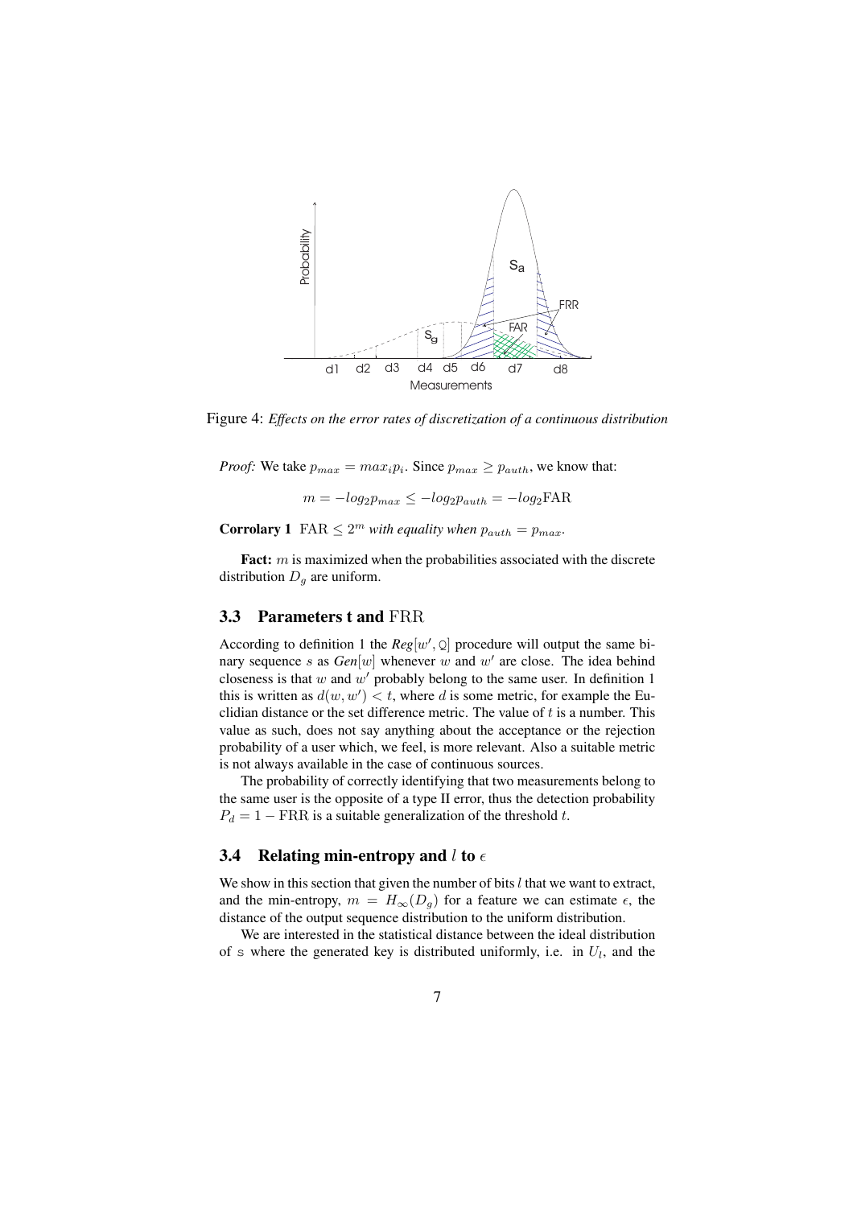Figure 4: *Effects on the error rates of discretization of a continuous distribution*

*Proof:* We take $p_{max} = max_i p_i$. Since $p_{max} \geq p_{auth}$, we know that:

$$m = -log_2 p_{max} \leq -log_2 p_{auth} = -log_2 \mathrm{FAR}$$

**Corrolary 1** $\mathrm{FAR} \leq 2^m$ *with equality when* $p_{auth} = p_{max}$.

**Fact:** $m$ is maximized when the probabilities associated with the discrete distribution $D_g$ are uniform.

### 3.3 Parameters t and FRR

According to definition 1 the *Reg*$[w', \mathbb{Q}]$ procedure will output the same binary sequence $s$ as *Gen*$[w]$ whenever $w$ and $w'$ are close. The idea behind closeness is that $w$ and $w'$ probably belong to the same user. In definition 1 this is written as $d(w, w') < t$, where $d$ is some metric, for example the Euclidian distance or the set difference metric. The value of $t$ is a number. This value as such, does not say anything about the acceptance or the rejection probability of a user which, we feel, is more relevant. Also a suitable metric is not always available in the case of continuous sources.

The probability of correctly identifying that two measurements belong to the same user is the opposite of a type II error, thus the detection probability $P_d = 1 - \mathrm{FRR}$ is a suitable generalization of the threshold $t$.

### 3.4 Relating min-entropy and $l$ to $\epsilon$

We show in this section that given the number of bits $l$ that we want to extract, and the min-entropy, $m = H_\infty(D_g)$ for a feature we can estimate $\epsilon$, the distance of the output sequence distribution to the uniform distribution.

We are interested in the statistical distance between the ideal distribution of $\mathrm{s}$ where the generated key is distributed uniformly, i.e. in $U_l$, and the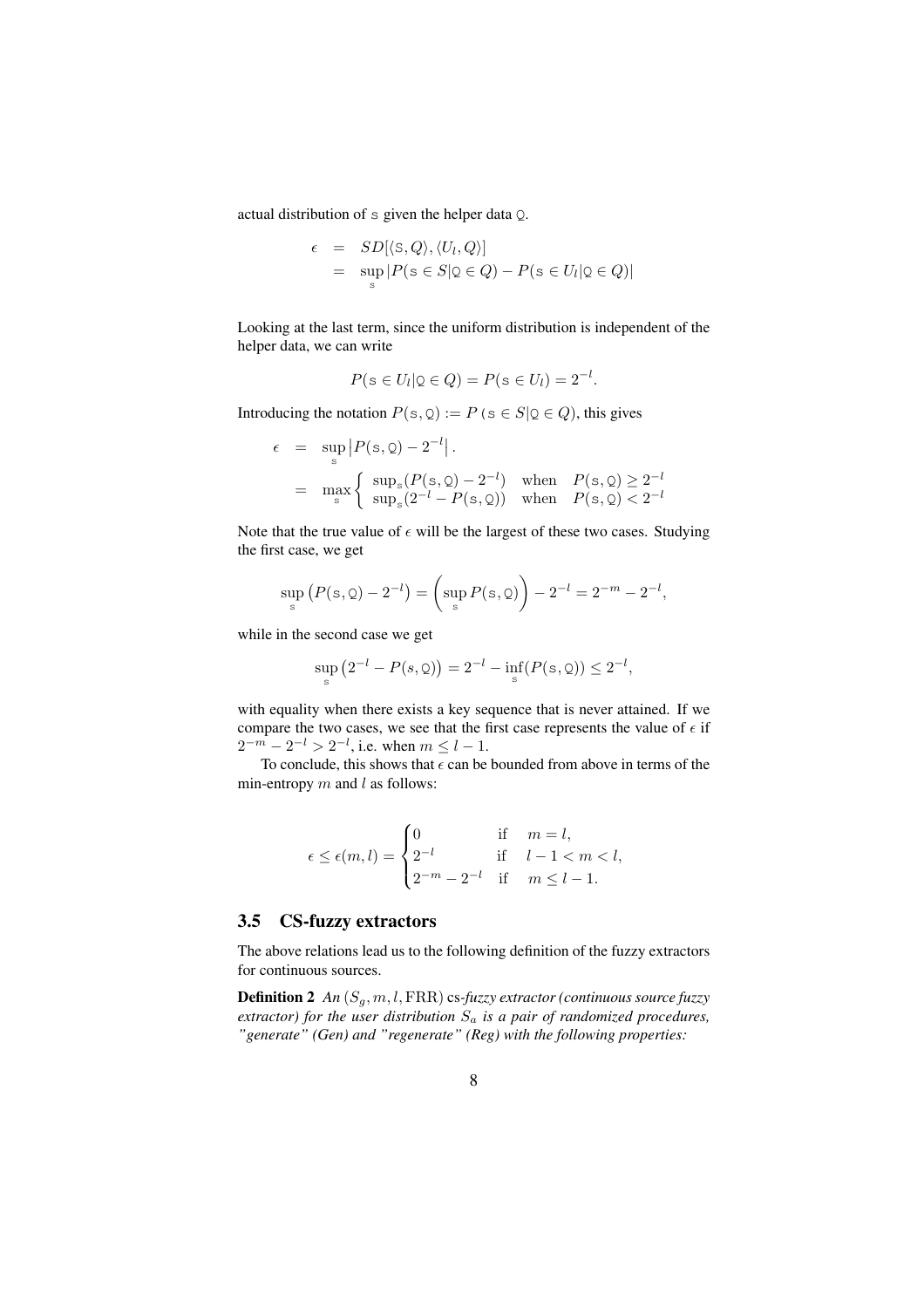actual distribution of $\mathtt{s}$ given the helper data $\mathtt{Q}$.

$$
\begin{aligned}
\epsilon &= SD[\langle \mathtt{S}, Q\rangle, \langle U_l, Q\rangle] \\
&= \sup_{\mathtt{s}} |P(\mathtt{s} \in S | \mathtt{Q} \in Q) - P(\mathtt{s} \in U_l | \mathtt{Q} \in Q)|
\end{aligned}
$$

Looking at the last term, since the uniform distribution is independent of the helper data, we can write

$$
P(\mathtt{s} \in U_l | \mathtt{Q} \in Q) = P(\mathtt{s} \in U_l) = 2^{-l}.
$$

Introducing the notation $P(\mathtt{s}, \mathtt{Q}) := P\,(\mathtt{s} \in S | \mathtt{Q} \in Q)$, this gives

$$
\begin{aligned}
\epsilon &= \sup_{\mathtt{s}} \left| P(\mathtt{s}, \mathtt{Q}) - 2^{-l} \right|. \\
&= \max_{\mathtt{s}} \begin{cases} \sup_{\mathtt{s}}(P(\mathtt{s}, \mathtt{Q}) - 2^{-l}) & \text{when} \quad P(\mathtt{s}, \mathtt{Q}) \geq 2^{-l} \\ \sup_{\mathtt{s}}(2^{-l} - P(\mathtt{s}, \mathtt{Q})) & \text{when} \quad P(\mathtt{s}, \mathtt{Q}) < 2^{-l} \end{cases}
\end{aligned}
$$

Note that the true value of $\epsilon$ will be the largest of these two cases. Studying the first case, we get

$$
\sup_{\mathtt{s}} \left( P(\mathtt{s}, \mathtt{Q}) - 2^{-l} \right) = \left( \sup_{\mathtt{s}} P(\mathtt{s}, \mathtt{Q}) \right) - 2^{-l} = 2^{-m} - 2^{-l},
$$

while in the second case we get

$$
\sup_{\mathtt{s}} \left( 2^{-l} - P(s, \mathtt{Q}) \right) = 2^{-l} - \inf_{\mathtt{s}} (P(\mathtt{s}, \mathtt{Q})) \leq 2^{-l},
$$

with equality when there exists a key sequence that is never attained. If we compare the two cases, we see that the first case represents the value of $\epsilon$ if $2^{-m} - 2^{-l} > 2^{-l}$, i.e. when $m \leq l - 1$.

To conclude, this shows that $\epsilon$ can be bounded from above in terms of the min-entropy $m$ and $l$ as follows:

$$
\epsilon \leq \epsilon(m, l) = \begin{cases} 0 & \text{if} \quad m = l, \\ 2^{-l} & \text{if} \quad l - 1 < m < l, \\ 2^{-m} - 2^{-l} & \text{if} \quad m \leq l - 1. \end{cases}
$$

## 3.5 CS-fuzzy extractors

The above relations lead us to the following definition of the fuzzy extractors for continuous sources.

**Definition 2** *An $(S_g, m, l, \mathrm{FRR})$ cs-fuzzy extractor (continuous source fuzzy extractor) for the user distribution $S_a$ is a pair of randomized procedures, "generate" (Gen) and "regenerate" (Reg) with the following properties:*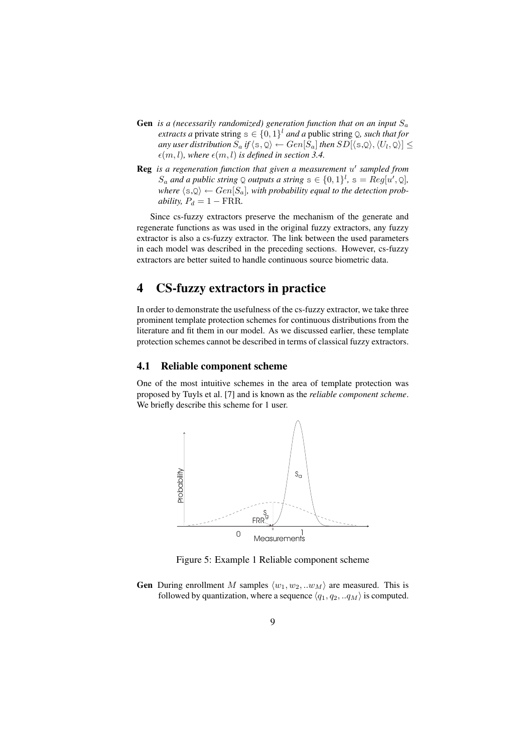**Gen** *is a (necessarily randomized) generation function that on an input $S_a$ extracts a* private string $\mathtt{s} \in \{0,1\}^l$ *and a* public string $\mathtt{Q}$*, such that for any user distribution $S_a$ if $\langle \mathtt{s}, \mathtt{Q} \rangle \leftarrow Gen[S_a]$ then $SD[\langle \mathtt{s},\mathtt{Q} \rangle, \langle U_l, \mathtt{Q} \rangle] \leq \epsilon(m,l)$, where $\epsilon(m,l)$ is defined in section 3.4.*

**Reg** *is a regeneration function that given a measurement $u'$ sampled from $S_a$ and a public string $\mathtt{Q}$ outputs a string $\mathtt{s} \in \{0,1\}^l$, $\mathtt{s} = Reg[u', \mathtt{Q}]$, where $\langle \mathtt{s},\mathtt{Q} \rangle \leftarrow Gen[S_a]$, with probability equal to the detection probability, $P_d = 1 - \mathrm{FRR}$.*

Since cs-fuzzy extractors preserve the mechanism of the generate and regenerate functions as was used in the original fuzzy extractors, any fuzzy extractor is also a cs-fuzzy extractor. The link between the used parameters in each model was described in the preceding sections. However, cs-fuzzy extractors are better suited to handle continuous source biometric data.

# 4 CS-fuzzy extractors in practice

In order to demonstrate the usefulness of the cs-fuzzy extractor, we take three prominent template protection schemes for continuous distributions from the literature and fit them in our model. As we discussed earlier, these template protection schemes cannot be described in terms of classical fuzzy extractors.

## 4.1 Reliable component scheme

One of the most intuitive schemes in the area of template protection was proposed by Tuyls et al. [7] and is known as the *reliable component scheme*. We briefly describe this scheme for 1 user.

Figure 5: Example 1 Reliable component scheme

**Gen** During enrollment $M$ samples $\langle w_1, w_2, ..w_M \rangle$ are measured. This is followed by quantization, where a sequence $\langle q_1, q_2, ..q_M \rangle$ is computed.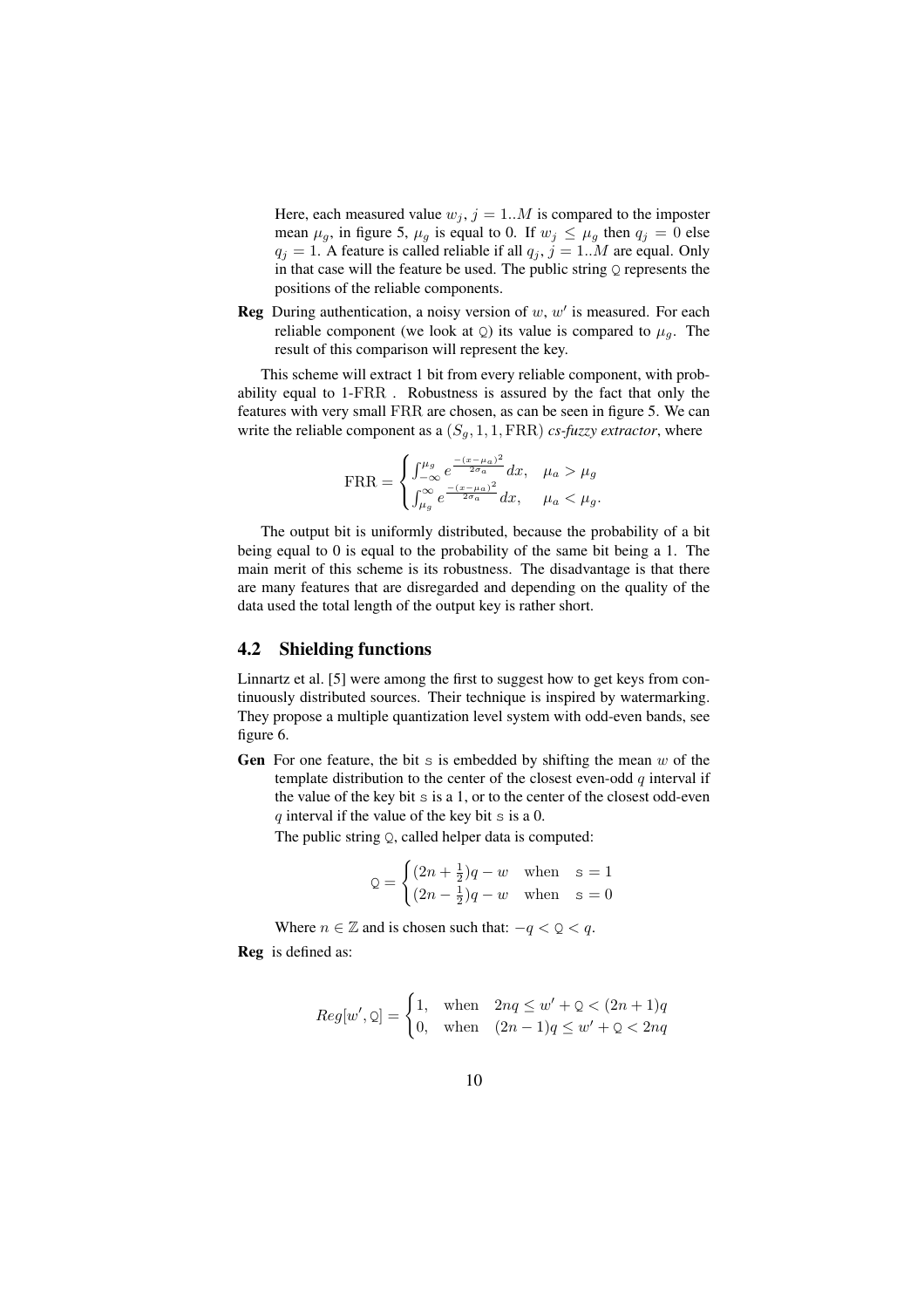Here, each measured value $w_j$, $j = 1..M$ is compared to the imposter mean $\mu_g$, in figure 5, $\mu_g$ is equal to 0. If $w_j \leq \mu_g$ then $q_j = 0$ else $q_j = 1$. A feature is called reliable if all $q_j$, $j = 1..M$ are equal. Only in that case will the feature be used. The public string $\mathtt{Q}$ represents the positions of the reliable components.

**Reg** During authentication, a noisy version of $w$, $w'$ is measured. For each reliable component (we look at $\mathtt{Q}$) its value is compared to $\mu_g$. The result of this comparison will represent the key.

This scheme will extract 1 bit from every reliable component, with probability equal to 1-FRR . Robustness is assured by the fact that only the features with very small FRR are chosen, as can be seen in figure 5. We can write the reliable component as a $(S_g, 1, 1, \mathrm{FRR})$ *cs-fuzzy extractor*, where

$$\mathrm{FRR} = \begin{cases} \int_{-\infty}^{\mu_g} e^{\frac{-(x-\mu_a)^2}{2\sigma_a}} dx, & \mu_a > \mu_g \\ \int_{\mu_g}^{\infty} e^{\frac{-(x-\mu_a)^2}{2\sigma_a}} dx, & \mu_a < \mu_g. \end{cases}$$

The output bit is uniformly distributed, because the probability of a bit being equal to 0 is equal to the probability of the same bit being a 1. The main merit of this scheme is its robustness. The disadvantage is that there are many features that are disregarded and depending on the quality of the data used the total length of the output key is rather short.

## 4.2 Shielding functions

Linnartz et al. [5] were among the first to suggest how to get keys from continuously distributed sources. Their technique is inspired by watermarking. They propose a multiple quantization level system with odd-even bands, see figure 6.

**Gen** For one feature, the bit $\mathtt{s}$ is embedded by shifting the mean $w$ of the template distribution to the center of the closest even-odd $q$ interval if the value of the key bit $\mathtt{s}$ is a 1, or to the center of the closest odd-even $q$ interval if the value of the key bit $\mathtt{s}$ is a 0.

The public string $\mathtt{Q}$, called helper data is computed:

$$\mathtt{Q} = \begin{cases} (2n + \frac{1}{2})q - w & \text{when} \quad \mathtt{s} = 1 \\ (2n - \frac{1}{2})q - w & \text{when} \quad \mathtt{s} = 0 \end{cases}$$

Where $n \in \mathbb{Z}$ and is chosen such that: $-q < \mathtt{Q} < q$.

**Reg** is defined as:

$$Reg[w', \mathtt{Q}] = \begin{cases} 1, & \text{when} \quad 2nq \leq w' + \mathtt{Q} < (2n+1)q \\ 0, & \text{when} \quad (2n-1)q \leq w' + \mathtt{Q} < 2nq \end{cases}$$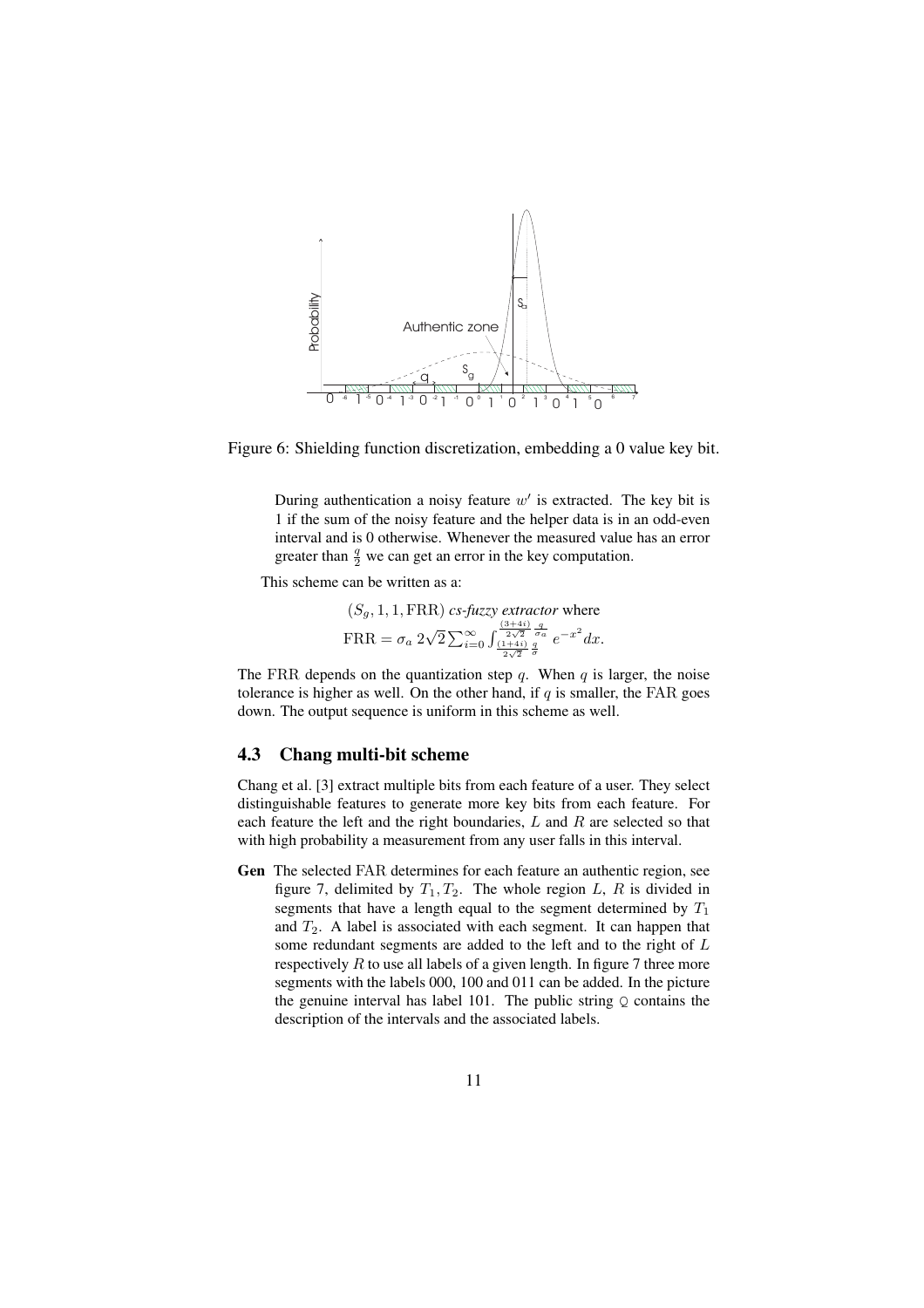Figure 6: Shielding function discretization, embedding a 0 value key bit.

> During authentication a noisy feature $w'$ is extracted. The key bit is 1 if the sum of the noisy feature and the helper data is in an odd-even interval and is 0 otherwise. Whenever the measured value has an error greater than $\frac{q}{2}$ we can get an error in the key computation.

This scheme can be written as a:

$$(S_g, 1, 1, \mathrm{FRR}) \textit{ cs-fuzzy extractor} \text{ where}$$

$$\mathrm{FRR} = \sigma_a \, 2\sqrt{2} \sum_{i=0}^{\infty} \int_{\frac{(1+4i)}{2\sqrt{2}} \frac{q}{\sigma}}^{\frac{(3+4i)}{2\sqrt{2}} \frac{q}{\sigma_a}} e^{-x^2} dx.$$

The FRR depends on the quantization step $q$. When $q$ is larger, the noise tolerance is higher as well. On the other hand, if $q$ is smaller, the FAR goes down. The output sequence is uniform in this scheme as well.

### 4.3 Chang multi-bit scheme

Chang et al. [3] extract multiple bits from each feature of a user. They select distinguishable features to generate more key bits from each feature. For each feature the left and the right boundaries, $L$ and $R$ are selected so that with high probability a measurement from any user falls in this interval.

**Gen** The selected FAR determines for each feature an authentic region, see figure 7, delimited by $T_1, T_2$. The whole region $L$, $R$ is divided in segments that have a length equal to the segment determined by $T_1$ and $T_2$. A label is associated with each segment. It can happen that some redundant segments are added to the left and to the right of $L$ respectively $R$ to use all labels of a given length. In figure 7 three more segments with the labels 000, 100 and 011 can be added. In the picture the genuine interval has label 101. The public string $\mathbb{Q}$ contains the description of the intervals and the associated labels.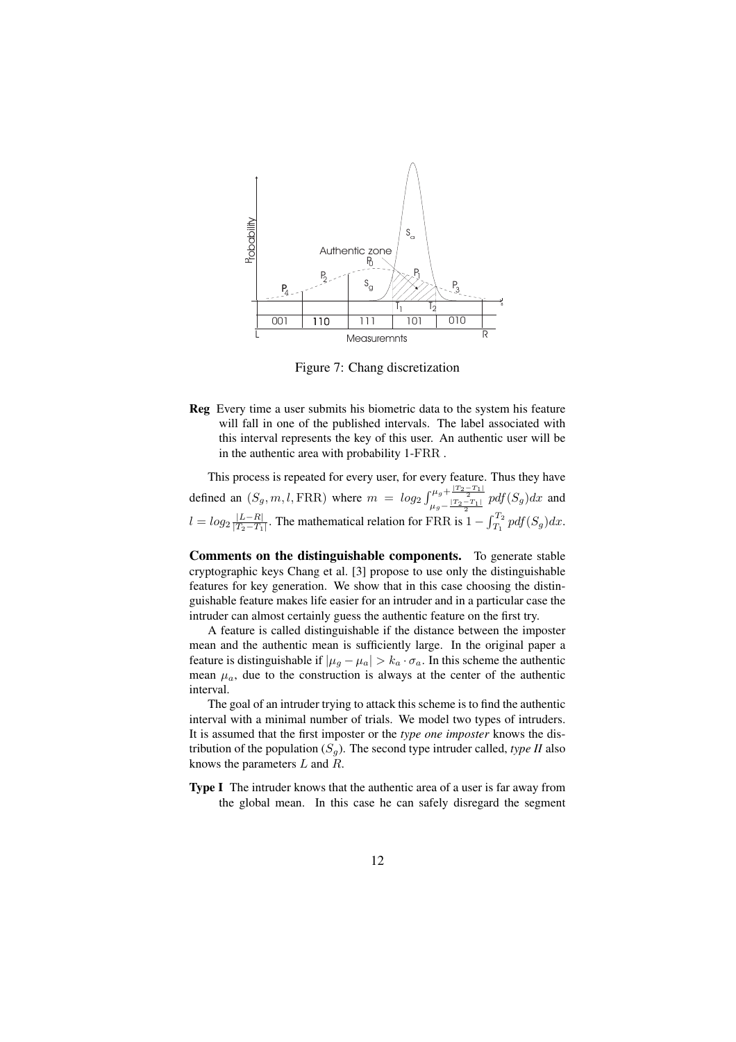Figure 7: Chang discretization

**Reg** Every time a user submits his biometric data to the system his feature will fall in one of the published intervals. The label associated with this interval represents the key of this user. An authentic user will be in the authentic area with probability 1-FRR .

This process is repeated for every user, for every feature. Thus they have defined an $(S_g, m, l, \text{FRR})$ where $m = log_2 \int_{\mu_g - \frac{|T_2 - T_1|}{2}}^{\mu_g + \frac{|T_2 - T_1|}{2}} pdf(S_g)dx$ and $l = log_2 \frac{|L-R|}{|T_2 - T_1|}$. The mathematical relation for FRR is $1 - \int_{T_1}^{T_2} pdf(S_g)dx$.

**Comments on the distinguishable components.** To generate stable cryptographic keys Chang et al. [3] propose to use only the distinguishable features for key generation. We show that in this case choosing the distinguishable feature makes life easier for an intruder and in a particular case the intruder can almost certainly guess the authentic feature on the first try.

A feature is called distinguishable if the distance between the imposter mean and the authentic mean is sufficiently large. In the original paper a feature is distinguishable if $|\mu_g - \mu_a| > k_a \cdot \sigma_a$. In this scheme the authentic mean $\mu_a$, due to the construction is always at the center of the authentic interval.

The goal of an intruder trying to attack this scheme is to find the authentic interval with a minimal number of trials. We model two types of intruders. It is assumed that the first imposter or the *type one imposter* knows the distribution of the population ($S_g$). The second type intruder called, *type II* also knows the parameters $L$ and $R$.

**Type I** The intruder knows that the authentic area of a user is far away from the global mean. In this case he can safely disregard the segment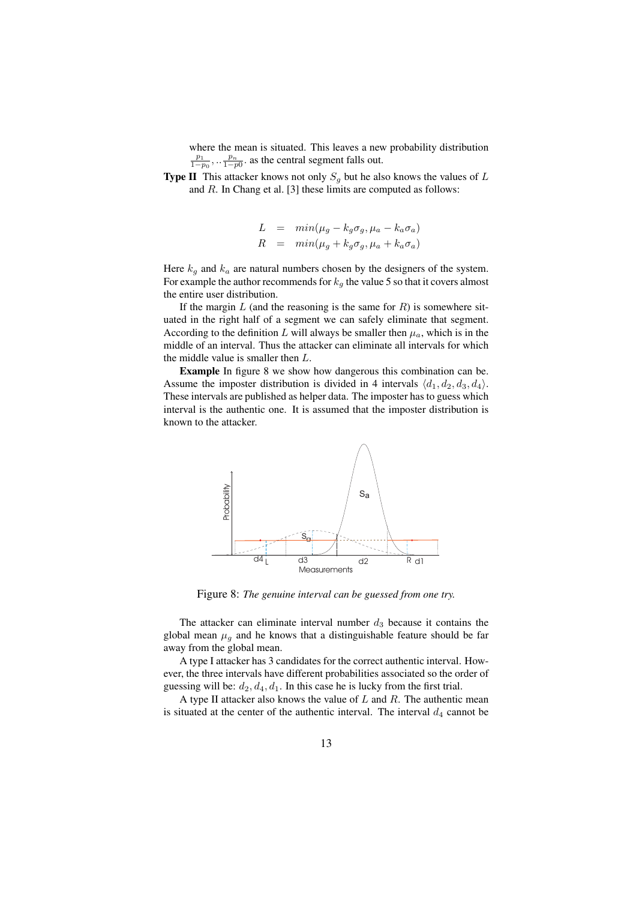where the mean is situated. This leaves a new probability distribution $\frac{p_1}{1-p_0}, \cdot\cdot \frac{p_n}{1-p0}$. as the central segment falls out.

**Type II** This attacker knows not only $S_g$ but he also knows the values of $L$ and $R$. In Chang et al. [3] these limits are computed as follows:

$$
\begin{aligned}
L &= min(\mu_g - k_g\sigma_g, \mu_a - k_a\sigma_a) \\
R &= min(\mu_g + k_g\sigma_g, \mu_a + k_a\sigma_a)
\end{aligned}
$$

Here $k_g$ and $k_a$ are natural numbers chosen by the designers of the system. For example the author recommends for $k_g$ the value 5 so that it covers almost the entire user distribution.

If the margin $L$ (and the reasoning is the same for $R$) is somewhere situated in the right half of a segment we can safely eliminate that segment. According to the definition $L$ will always be smaller then $\mu_a$, which is in the middle of an interval. Thus the attacker can eliminate all intervals for which the middle value is smaller then $L$.

**Example** In figure 8 we show how dangerous this combination can be. Assume the imposter distribution is divided in 4 intervals $\langle d_1, d_2, d_3, d_4 \rangle$. These intervals are published as helper data. The imposter has to guess which interval is the authentic one. It is assumed that the imposter distribution is known to the attacker.

Figure 8: *The genuine interval can be guessed from one try.*

The attacker can eliminate interval number $d_3$ because it contains the global mean $\mu_g$ and he knows that a distinguishable feature should be far away from the global mean.

A type I attacker has 3 candidates for the correct authentic interval. However, the three intervals have different probabilities associated so the order of guessing will be: $d_2, d_4, d_1$. In this case he is lucky from the first trial.

A type II attacker also knows the value of $L$ and $R$. The authentic mean is situated at the center of the authentic interval. The interval $d_4$ cannot be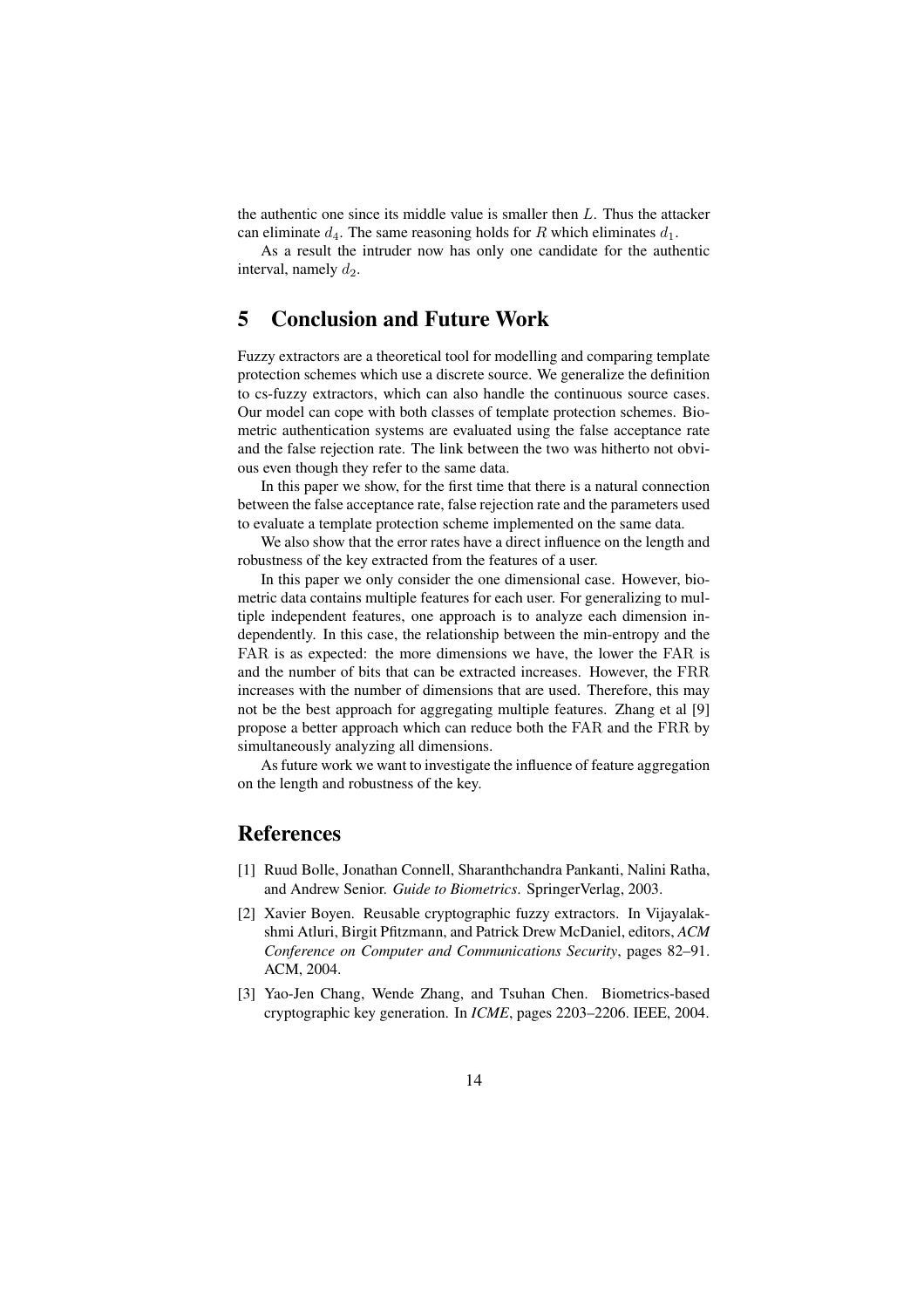the authentic one since its middle value is smaller then $L$. Thus the attacker can eliminate $d_4$. The same reasoning holds for $R$ which eliminates $d_1$.

As a result the intruder now has only one candidate for the authentic interval, namely $d_2$.

# 5 Conclusion and Future Work

Fuzzy extractors are a theoretical tool for modelling and comparing template protection schemes which use a discrete source. We generalize the definition to cs-fuzzy extractors, which can also handle the continuous source cases. Our model can cope with both classes of template protection schemes. Biometric authentication systems are evaluated using the false acceptance rate and the false rejection rate. The link between the two was hitherto not obvious even though they refer to the same data.

In this paper we show, for the first time that there is a natural connection between the false acceptance rate, false rejection rate and the parameters used to evaluate a template protection scheme implemented on the same data.

We also show that the error rates have a direct influence on the length and robustness of the key extracted from the features of a user.

In this paper we only consider the one dimensional case. However, biometric data contains multiple features for each user. For generalizing to multiple independent features, one approach is to analyze each dimension independently. In this case, the relationship between the min-entropy and the $\mathrm{FAR}$ is as expected: the more dimensions we have, the lower the $\mathrm{FAR}$ is and the number of bits that can be extracted increases. However, the $\mathrm{FRR}$ increases with the number of dimensions that are used. Therefore, this may not be the best approach for aggregating multiple features. Zhang et al [9] propose a better approach which can reduce both the $\mathrm{FAR}$ and the $\mathrm{FRR}$ by simultaneously analyzing all dimensions.

As future work we want to investigate the influence of feature aggregation on the length and robustness of the key.

# References

[1] Ruud Bolle, Jonathan Connell, Sharanthchandra Pankanti, Nalini Ratha, and Andrew Senior. *Guide to Biometrics*. SpringerVerlag, 2003.

[2] Xavier Boyen. Reusable cryptographic fuzzy extractors. In Vijayalakshmi Atluri, Birgit Pfitzmann, and Patrick Drew McDaniel, editors, *ACM Conference on Computer and Communications Security*, pages 82–91. ACM, 2004.

[3] Yao-Jen Chang, Wende Zhang, and Tsuhan Chen. Biometrics-based cryptographic key generation. In *ICME*, pages 2203–2206. IEEE, 2004.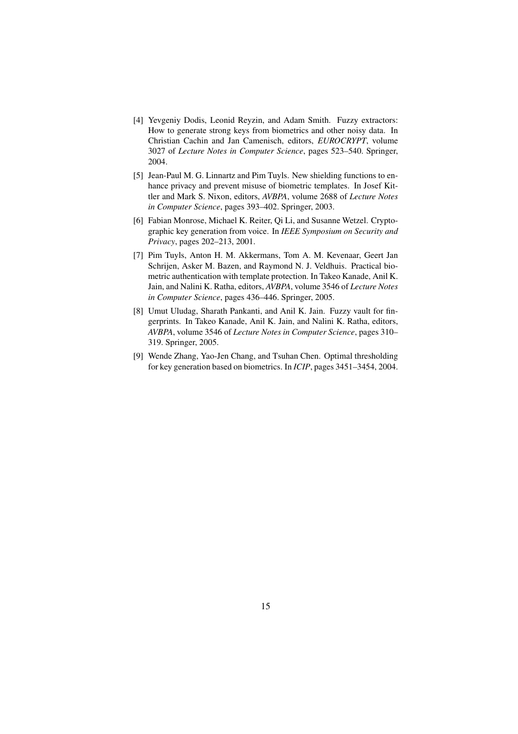- [4] Yevgeniy Dodis, Leonid Reyzin, and Adam Smith. Fuzzy extractors: How to generate strong keys from biometrics and other noisy data. In Christian Cachin and Jan Camenisch, editors, *EUROCRYPT*, volume 3027 of *Lecture Notes in Computer Science*, pages 523–540. Springer, 2004.
- [5] Jean-Paul M. G. Linnartz and Pim Tuyls. New shielding functions to enhance privacy and prevent misuse of biometric templates. In Josef Kittler and Mark S. Nixon, editors, *AVBPA*, volume 2688 of *Lecture Notes in Computer Science*, pages 393–402. Springer, 2003.
- [6] Fabian Monrose, Michael K. Reiter, Qi Li, and Susanne Wetzel. Cryptographic key generation from voice. In *IEEE Symposium on Security and Privacy*, pages 202–213, 2001.
- [7] Pim Tuyls, Anton H. M. Akkermans, Tom A. M. Kevenaar, Geert Jan Schrijen, Asker M. Bazen, and Raymond N. J. Veldhuis. Practical biometric authentication with template protection. In Takeo Kanade, Anil K. Jain, and Nalini K. Ratha, editors, *AVBPA*, volume 3546 of *Lecture Notes in Computer Science*, pages 436–446. Springer, 2005.
- [8] Umut Uludag, Sharath Pankanti, and Anil K. Jain. Fuzzy vault for fingerprints. In Takeo Kanade, Anil K. Jain, and Nalini K. Ratha, editors, *AVBPA*, volume 3546 of *Lecture Notes in Computer Science*, pages 310–319. Springer, 2005.
- [9] Wende Zhang, Yao-Jen Chang, and Tsuhan Chen. Optimal thresholding for key generation based on biometrics. In *ICIP*, pages 3451–3454, 2004.